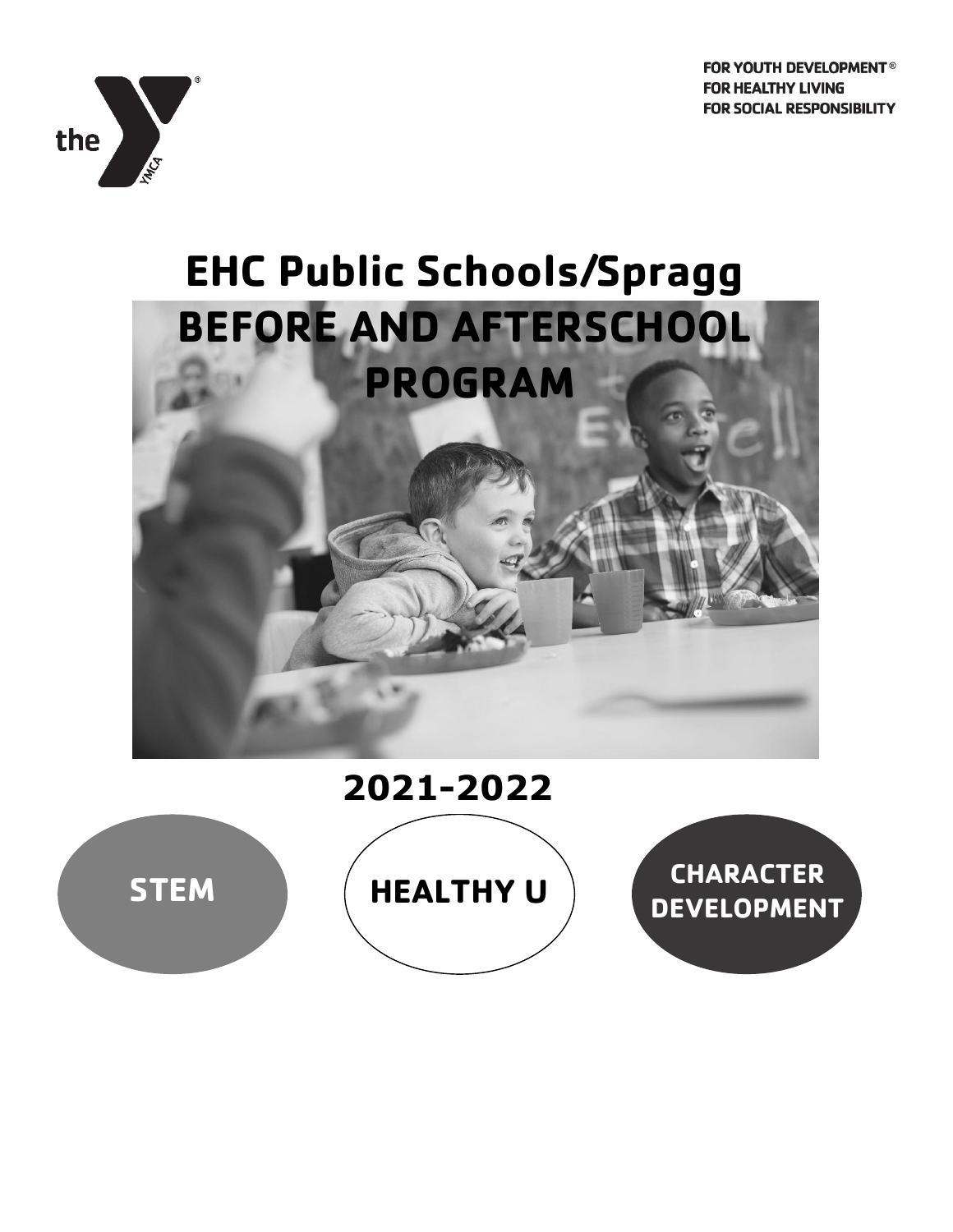FOR YOUTH DEVELOPMENT®
FOR HEALTHY LIVING
FOR SOCIAL RESPONSIBILITY

# EHC Public Schools/Spragg

# BEFORE AND AFTERSCHOOL PROGRAM

## 2021-2022

**STEM**

**HEALTHY U**

**CHARACTER DEVELOPMENT**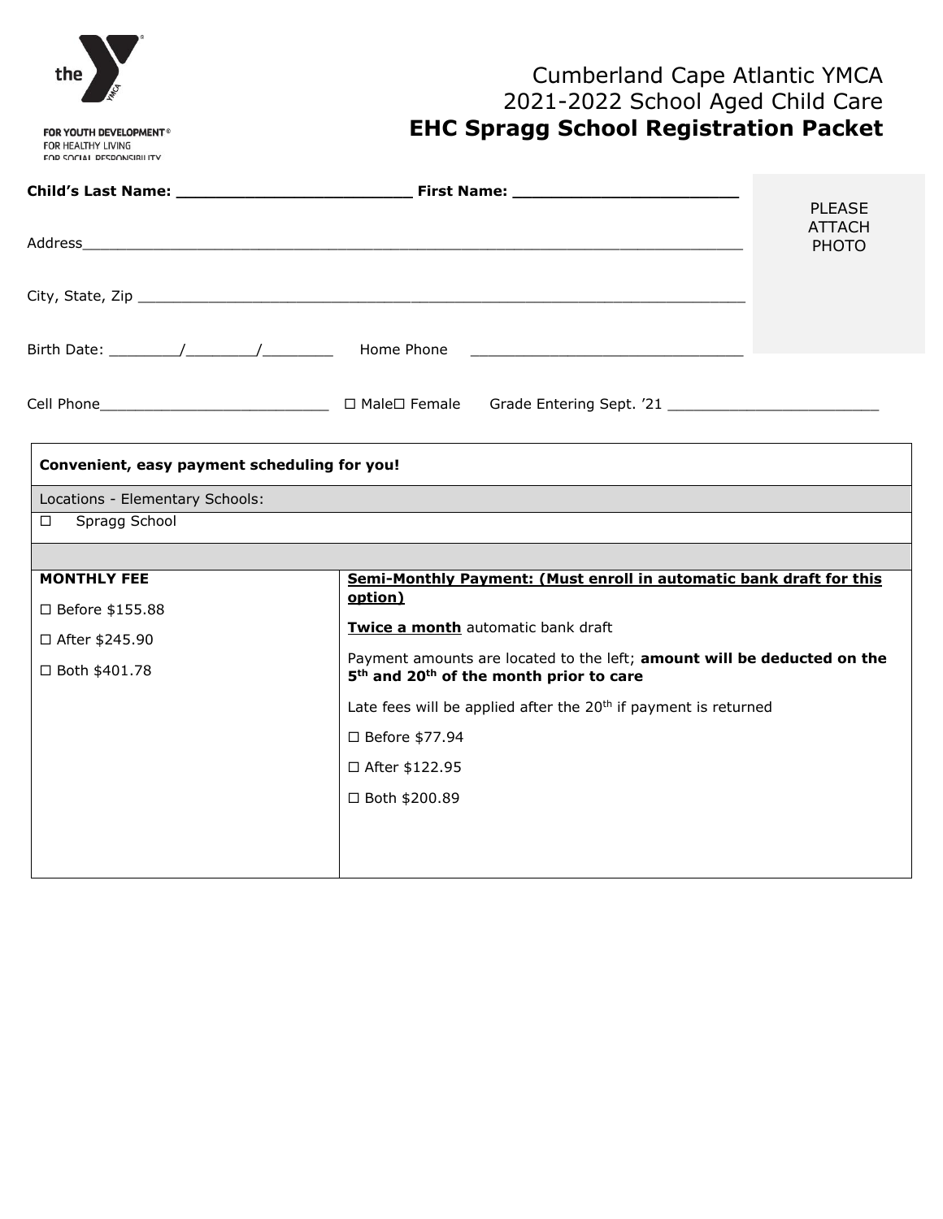FOR YOUTH DEVELOPMENT®
FOR HEALTHY LIVING
FOR SOCIAL RESPONSIBILITY

# Cumberland Cape Atlantic YMCA
## 2021-2022 School Aged Child Care
## **EHC Spragg School Registration Packet**

**Child's Last Name: ________________________ First Name: ________________________**

PLEASE ATTACH PHOTO

Address___________________________________________________________________________

City, State, Zip ___________________________________________________________________

Birth Date: ________/________/________ Home Phone ________________________________

Cell Phone__________________________ ☐ Male☐ Female Grade Entering Sept. '21 ________________________

| **Convenient, easy payment scheduling for you!** | |
|---|---|
| Locations - Elementary Schools: | |
| ☐ Spragg School | |
| | |
| **MONTHLY FEE**<br><br>☐ Before $155.88<br><br>☐ After $245.90<br><br>☐ Both $401.78 | **Semi-Monthly Payment: (Must enroll in automatic bank draft for this option)**<br><br>**Twice a month** automatic bank draft<br><br>Payment amounts are located to the left; **amount will be deducted on the 5th and 20th of the month prior to care**<br><br>Late fees will be applied after the 20th if payment is returned<br><br>☐ Before $77.94<br><br>☐ After $122.95<br><br>☐ Both $200.89 |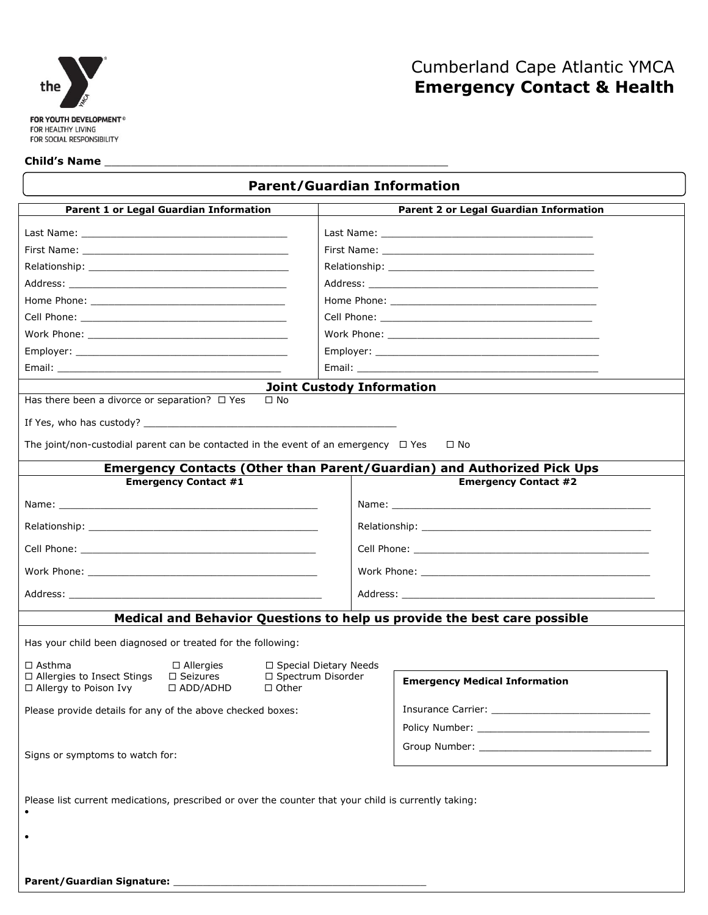FOR YOUTH DEVELOPMENT®
FOR HEALTHY LIVING
FOR SOCIAL RESPONSIBILITY

# Cumberland Cape Atlantic YMCA
# **Emergency Contact & Health**

**Child's Name** ____________________________________________________

## Parent/Guardian Information

| Parent 1 or Legal Guardian Information | Parent 2 or Legal Guardian Information |
|---|---|
| Last Name: ___________________________________ | Last Name: ___________________________________ |
| First Name: ___________________________________ | First Name: ___________________________________ |
| Relationship: _________________________________ | Relationship: _________________________________ |
| Address: _____________________________________ | Address: _____________________________________ |
| Home Phone: __________________________________ | Home Phone: __________________________________ |
| Cell Phone: ___________________________________ | Cell Phone: ___________________________________ |
| Work Phone: __________________________________ | Work Phone: __________________________________ |
| Employer: ____________________________________ | Employer: ____________________________________ |
| Email: _______________________________________ | Email: _______________________________________ |

## Joint Custody Information

Has there been a divorce or separation? ☐ Yes ☐ No

If Yes, who has custody? ___________________________________________

The joint/non-custodial parent can be contacted in the event of an emergency ☐ Yes ☐ No

## Emergency Contacts (Other than Parent/Guardian) and Authorized Pick Ups

| Emergency Contact #1 | Emergency Contact #2 |
|---|---|
| Name: _____________________________________________ | Name: _____________________________________________ |
| Relationship: ________________________________________ | Relationship: ________________________________________ |
| Cell Phone: __________________________________________ | Cell Phone: __________________________________________ |
| Work Phone: _________________________________________ | Work Phone: _________________________________________ |
| Address: ____________________________________________ | Address: ____________________________________________ |

## Medical and Behavior Questions to help us provide the best care possible

Has your child been diagnosed or treated for the following:

☐ Asthma ☐ Allergies ☐ Special Dietary Needs
☐ Allergies to Insect Stings ☐ Seizures ☐ Spectrum Disorder
☐ Allergy to Poison Ivy ☐ ADD/ADHD ☐ Other

Please provide details for any of the above checked boxes:

Signs or symptoms to watch for:

**Emergency Medical Information**

Insurance Carrier: ___________________________

Policy Number: ______________________________

Group Number: ______________________________

Please list current medications, prescribed or over the counter that your child is currently taking:

-
-

**Parent/Guardian Signature:** __________________________________________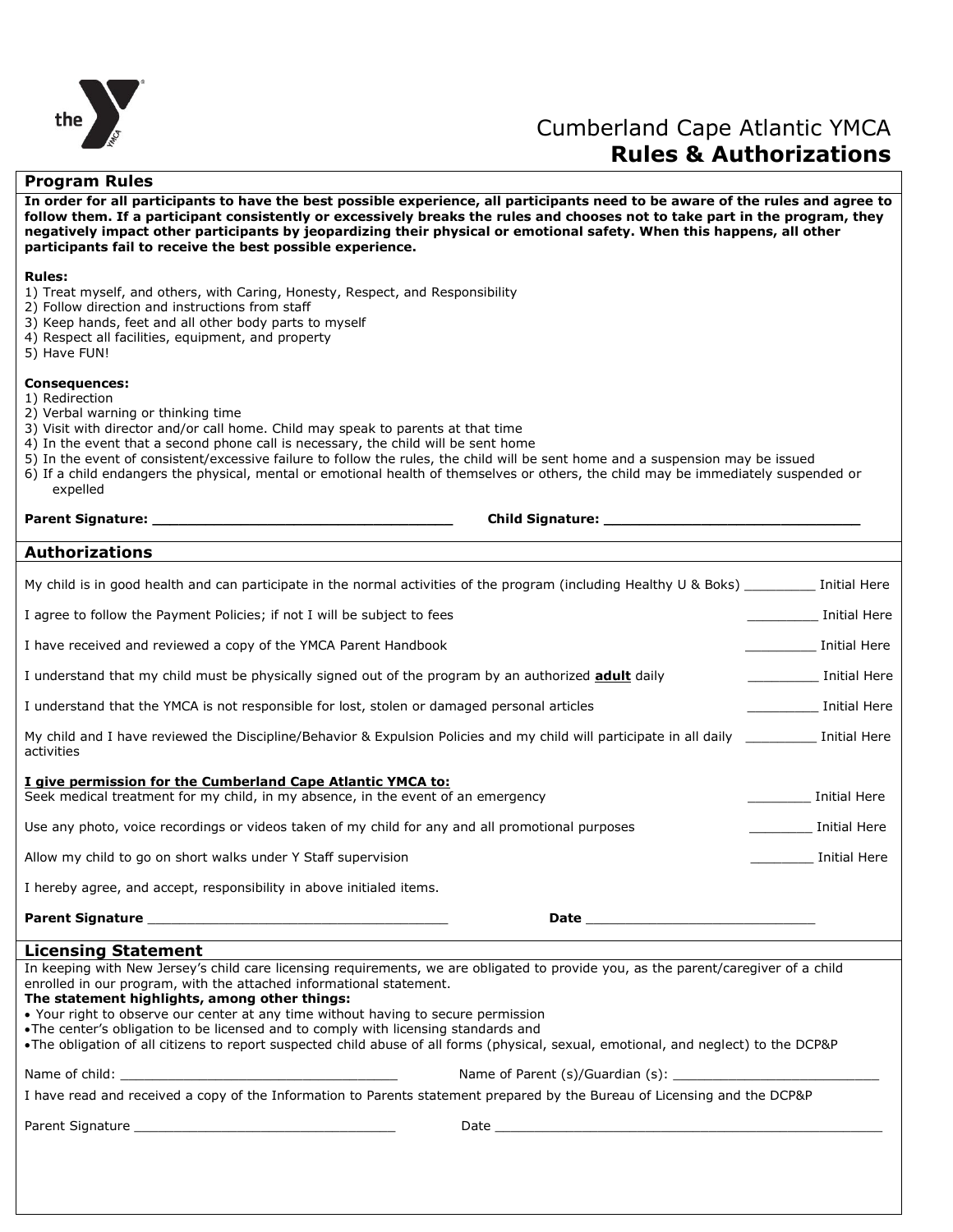# Cumberland Cape Atlantic YMCA
# **Rules & Authorizations**

## Program Rules

**In order for all participants to have the best possible experience, all participants need to be aware of the rules and agree to follow them. If a participant consistently or excessively breaks the rules and chooses not to take part in the program, they negatively impact other participants by jeopardizing their physical or emotional safety. When this happens, all other participants fail to receive the best possible experience.**

**Rules:**
1) Treat myself, and others, with Caring, Honesty, Respect, and Responsibility
2) Follow direction and instructions from staff
3) Keep hands, feet and all other body parts to myself
4) Respect all facilities, equipment, and property
5) Have FUN!

**Consequences:**
1) Redirection
2) Verbal warning or thinking time
3) Visit with director and/or call home. Child may speak to parents at that time
4) In the event that a second phone call is necessary, the child will be sent home
5) In the event of consistent/excessive failure to follow the rules, the child will be sent home and a suspension may be issued
6) If a child endangers the physical, mental or emotional health of themselves or others, the child may be immediately suspended or expelled

**Parent Signature:** ___________________________________ **Child Signature:** ______________________________

## Authorizations

My child is in good health and can participate in the normal activities of the program (including Healthy U & Boks) _________ Initial Here

I agree to follow the Payment Policies; if not I will be subject to fees _________ Initial Here

I have received and reviewed a copy of the YMCA Parent Handbook _________ Initial Here

I understand that my child must be physically signed out of the program by an authorized **adult** daily _________ Initial Here

I understand that the YMCA is not responsible for lost, stolen or damaged personal articles _________ Initial Here

My child and I have reviewed the Discipline/Behavior & Expulsion Policies and my child will participate in all daily activities _________ Initial Here

**I give permission for the Cumberland Cape Atlantic YMCA to:**

Seek medical treatment for my child, in my absence, in the event of an emergency ________ Initial Here

Use any photo, voice recordings or videos taken of my child for any and all promotional purposes ________ Initial Here

Allow my child to go on short walks under Y Staff supervision ________ Initial Here

I hereby agree, and accept, responsibility in above initialed items.

**Parent Signature** ____________________________________ **Date** ____________________________

## Licensing Statement

In keeping with New Jersey's child care licensing requirements, we are obligated to provide you, as the parent/caregiver of a child enrolled in our program, with the attached informational statement.

**The statement highlights, among other things:**
- Your right to observe our center at any time without having to secure permission
- The center's obligation to be licensed and to comply with licensing standards and
- The obligation of all citizens to report suspected child abuse of all forms (physical, sexual, emotional, and neglect) to the DCP&P

Name of child: ___________________________________ Name of Parent (s)/Guardian (s): __________________________

I have read and received a copy of the Information to Parents statement prepared by the Bureau of Licensing and the DCP&P

Parent Signature _________________________________ Date ___________________________________________________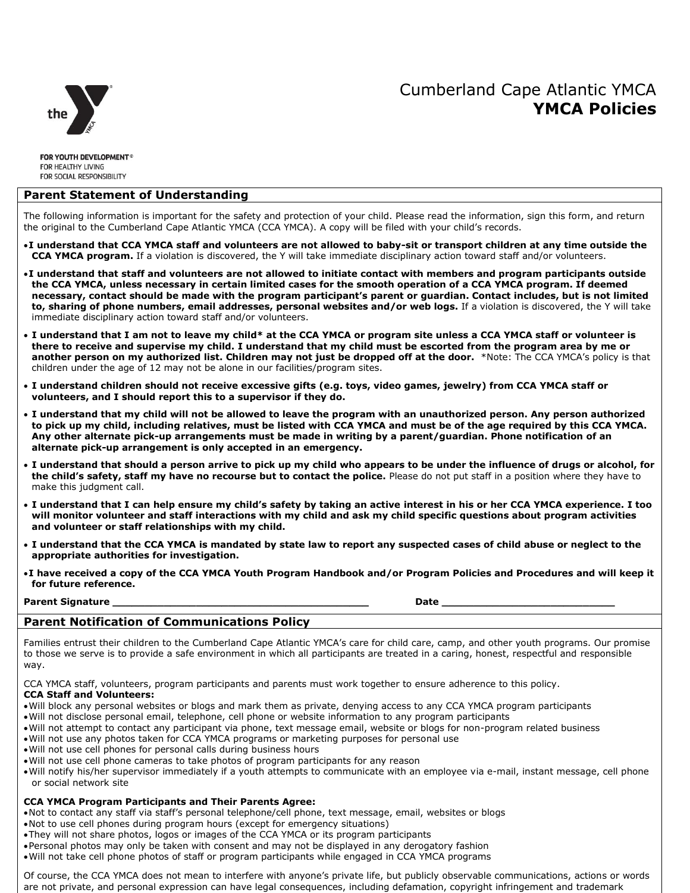# Cumberland Cape Atlantic YMCA
# **YMCA Policies**

FOR YOUTH DEVELOPMENT®
FOR HEALTHY LIVING
FOR SOCIAL RESPONSIBILITY

## Parent Statement of Understanding

The following information is important for the safety and protection of your child. Please read the information, sign this form, and return the original to the Cumberland Cape Atlantic YMCA (CCA YMCA). A copy will be filed with your child's records.

- **I understand that CCA YMCA staff and volunteers are not allowed to baby-sit or transport children at any time outside the CCA YMCA program.** If a violation is discovered, the Y will take immediate disciplinary action toward staff and/or volunteers.
- **I understand that staff and volunteers are not allowed to initiate contact with members and program participants outside the CCA YMCA, unless necessary in certain limited cases for the smooth operation of a CCA YMCA program. If deemed necessary, contact should be made with the program participant's parent or guardian. Contact includes, but is not limited to, sharing of phone numbers, email addresses, personal websites and/or web logs.** If a violation is discovered, the Y will take immediate disciplinary action toward staff and/or volunteers.
- **I understand that I am not to leave my child* at the CCA YMCA or program site unless a CCA YMCA staff or volunteer is there to receive and supervise my child. I understand that my child must be escorted from the program area by me or another person on my authorized list. Children may not just be dropped off at the door.** *Note: The CCA YMCA's policy is that children under the age of 12 may not be alone in our facilities/program sites.
- **I understand children should not receive excessive gifts (e.g. toys, video games, jewelry) from CCA YMCA staff or volunteers, and I should report this to a supervisor if they do.**
- **I understand that my child will not be allowed to leave the program with an unauthorized person. Any person authorized to pick up my child, including relatives, must be listed with CCA YMCA and must be of the age required by this CCA YMCA. Any other alternate pick-up arrangements must be made in writing by a parent/guardian. Phone notification of an alternate pick-up arrangement is only accepted in an emergency.**
- **I understand that should a person arrive to pick up my child who appears to be under the influence of drugs or alcohol, for the child's safety, staff my have no recourse but to contact the police.** Please do not put staff in a position where they have to make this judgment call.
- **I understand that I can help ensure my child's safety by taking an active interest in his or her CCA YMCA experience. I too will monitor volunteer and staff interactions with my child and ask my child specific questions about program activities and volunteer or staff relationships with my child.**
- **I understand that the CCA YMCA is mandated by state law to report any suspected cases of child abuse or neglect to the appropriate authorities for investigation.**
- **I have received a copy of the CCA YMCA Youth Program Handbook and/or Program Policies and Procedures and will keep it for future reference.**

**Parent Signature** ________________________________________ **Date** ____________________________

## Parent Notification of Communications Policy

Families entrust their children to the Cumberland Cape Atlantic YMCA's care for child care, camp, and other youth programs. Our promise to those we serve is to provide a safe environment in which all participants are treated in a caring, honest, respectful and responsible way.

CCA YMCA staff, volunteers, program participants and parents must work together to ensure adherence to this policy.

**CCA Staff and Volunteers:**

- Will block any personal websites or blogs and mark them as private, denying access to any CCA YMCA program participants
- Will not disclose personal email, telephone, cell phone or website information to any program participants
- Will not attempt to contact any participant via phone, text message email, website or blogs for non-program related business
- Will not use any photos taken for CCA YMCA programs or marketing purposes for personal use
- Will not use cell phones for personal calls during business hours
- Will not use cell phone cameras to take photos of program participants for any reason
- Will notify his/her supervisor immediately if a youth attempts to communicate with an employee via e-mail, instant message, cell phone or social network site

**CCA YMCA Program Participants and Their Parents Agree:**

- Not to contact any staff via staff's personal telephone/cell phone, text message, email, websites or blogs
- Not to use cell phones during program hours (except for emergency situations)
- They will not share photos, logos or images of the CCA YMCA or its program participants
- Personal photos may only be taken with consent and may not be displayed in any derogatory fashion
- Will not take cell phone photos of staff or program participants while engaged in CCA YMCA programs

Of course, the CCA YMCA does not mean to interfere with anyone's private life, but publicly observable communications, actions or words are not private, and personal expression can have legal consequences, including defamation, copyright infringement and trademark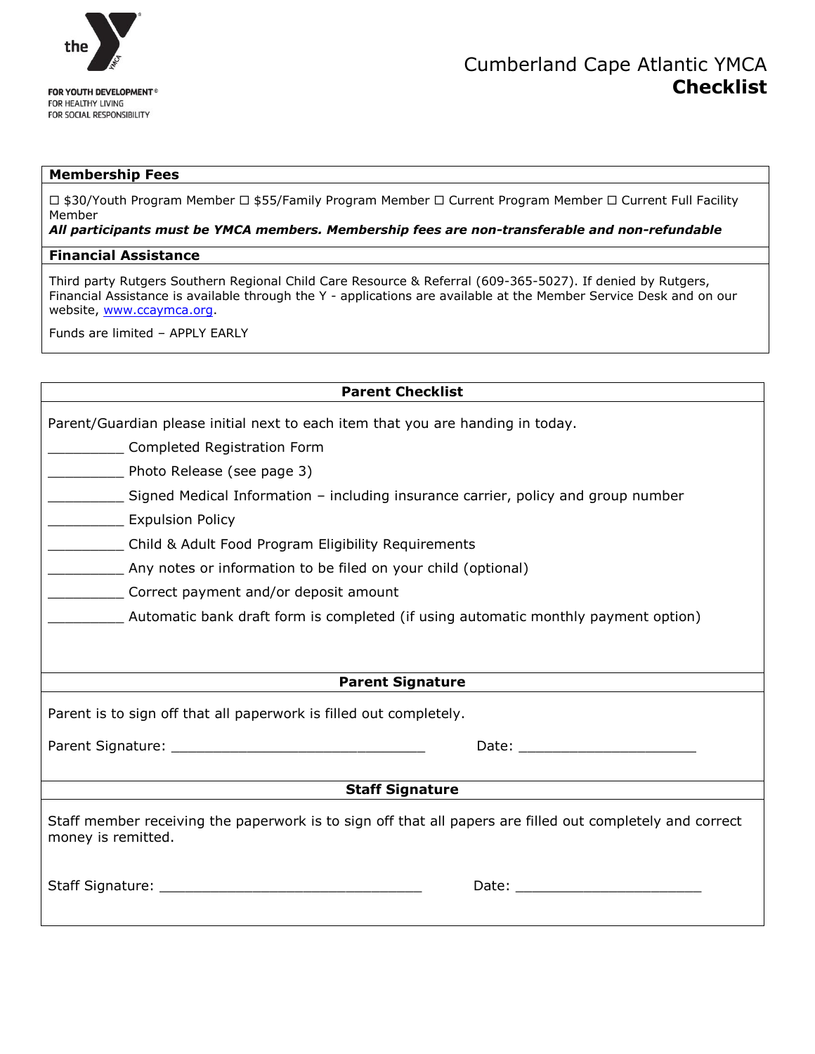the Y

FOR YOUTH DEVELOPMENT®
FOR HEALTHY LIVING
FOR SOCIAL RESPONSIBILITY

# Cumberland Cape Atlantic YMCA
## Checklist

### Membership Fees

☐ $30/Youth Program Member ☐ $55/Family Program Member ☐ Current Program Member ☐ Current Full Facility Member

***All participants must be YMCA members. Membership fees are non-transferable and non-refundable***

### Financial Assistance

Third party Rutgers Southern Regional Child Care Resource & Referral (609-365-5027). If denied by Rutgers, Financial Assistance is available through the Y - applications are available at the Member Service Desk and on our website, www.ccaymca.org.

Funds are limited – APPLY EARLY

### Parent Checklist

Parent/Guardian please initial next to each item that you are handing in today.

_________ Completed Registration Form

_________ Photo Release (see page 3)

_________ Signed Medical Information – including insurance carrier, policy and group number

_________ Expulsion Policy

_________ Child & Adult Food Program Eligibility Requirements

_________ Any notes or information to be filed on your child (optional)

_________ Correct payment and/or deposit amount

_________ Automatic bank draft form is completed (if using automatic monthly payment option)

### Parent Signature

Parent is to sign off that all paperwork is filled out completely.

Parent Signature: _______________________________ Date: _____________________

### Staff Signature

Staff member receiving the paperwork is to sign off that all papers are filled out completely and correct money is remitted.

Staff Signature: ________________________________ Date: ______________________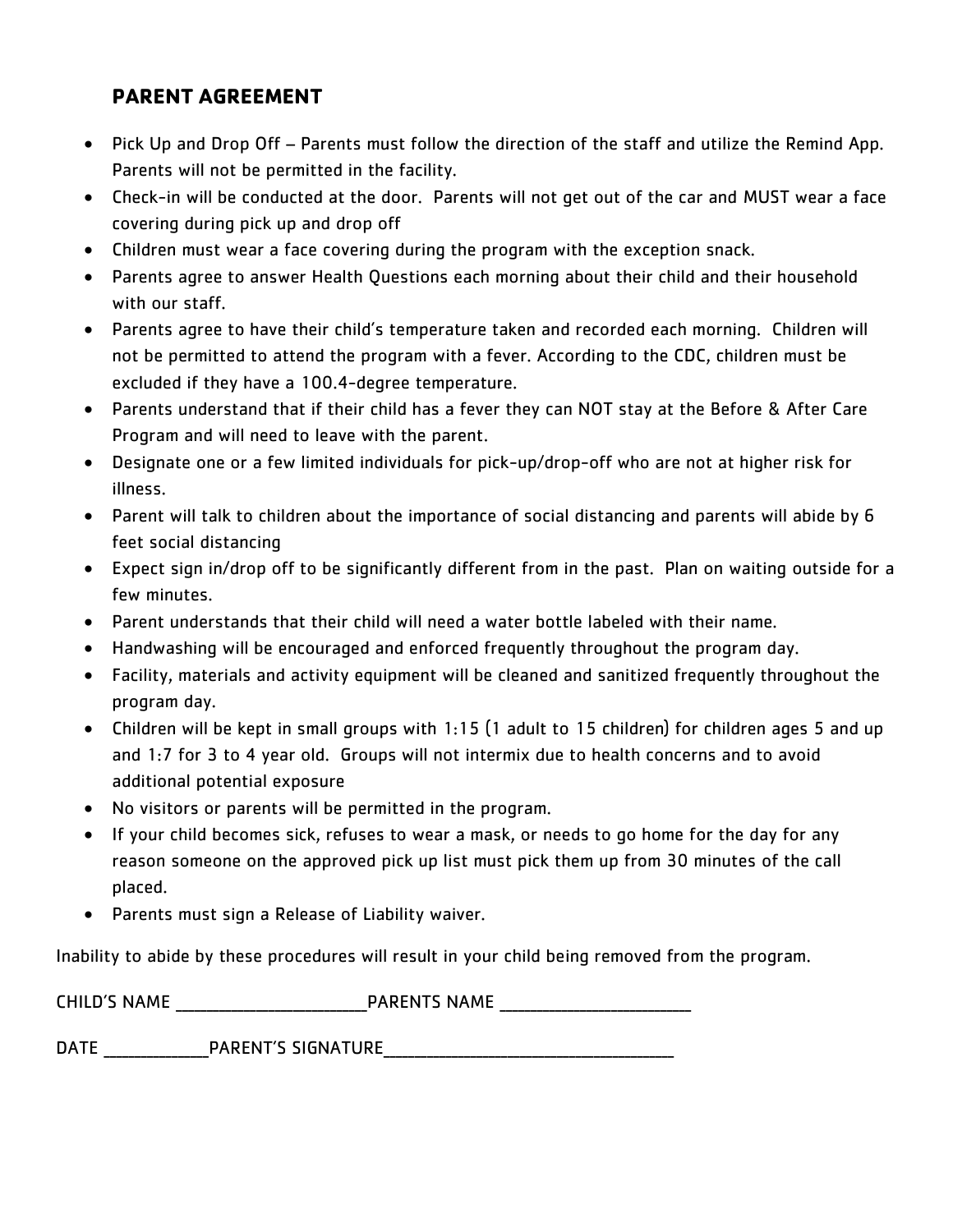## PARENT AGREEMENT

- Pick Up and Drop Off – Parents must follow the direction of the staff and utilize the Remind App. Parents will not be permitted in the facility.
- Check-in will be conducted at the door. Parents will not get out of the car and MUST wear a face covering during pick up and drop off
- Children must wear a face covering during the program with the exception snack.
- Parents agree to answer Health Questions each morning about their child and their household with our staff.
- Parents agree to have their child's temperature taken and recorded each morning. Children will not be permitted to attend the program with a fever. According to the CDC, children must be excluded if they have a 100.4-degree temperature.
- Parents understand that if their child has a fever they can NOT stay at the Before & After Care Program and will need to leave with the parent.
- Designate one or a few limited individuals for pick-up/drop-off who are not at higher risk for illness.
- Parent will talk to children about the importance of social distancing and parents will abide by 6 feet social distancing
- Expect sign in/drop off to be significantly different from in the past. Plan on waiting outside for a few minutes.
- Parent understands that their child will need a water bottle labeled with their name.
- Handwashing will be encouraged and enforced frequently throughout the program day.
- Facility, materials and activity equipment will be cleaned and sanitized frequently throughout the program day.
- Children will be kept in small groups with 1:15 (1 adult to 15 children) for children ages 5 and up and 1:7 for 3 to 4 year old. Groups will not intermix due to health concerns and to avoid additional potential exposure
- No visitors or parents will be permitted in the program.
- If your child becomes sick, refuses to wear a mask, or needs to go home for the day for any reason someone on the approved pick up list must pick them up from 30 minutes of the call placed.
- Parents must sign a Release of Liability waiver.

Inability to abide by these procedures will result in your child being removed from the program.

CHILD'S NAME ______________________PARENTS NAME ______________________

DATE ____________PARENT'S SIGNATURE__________________________________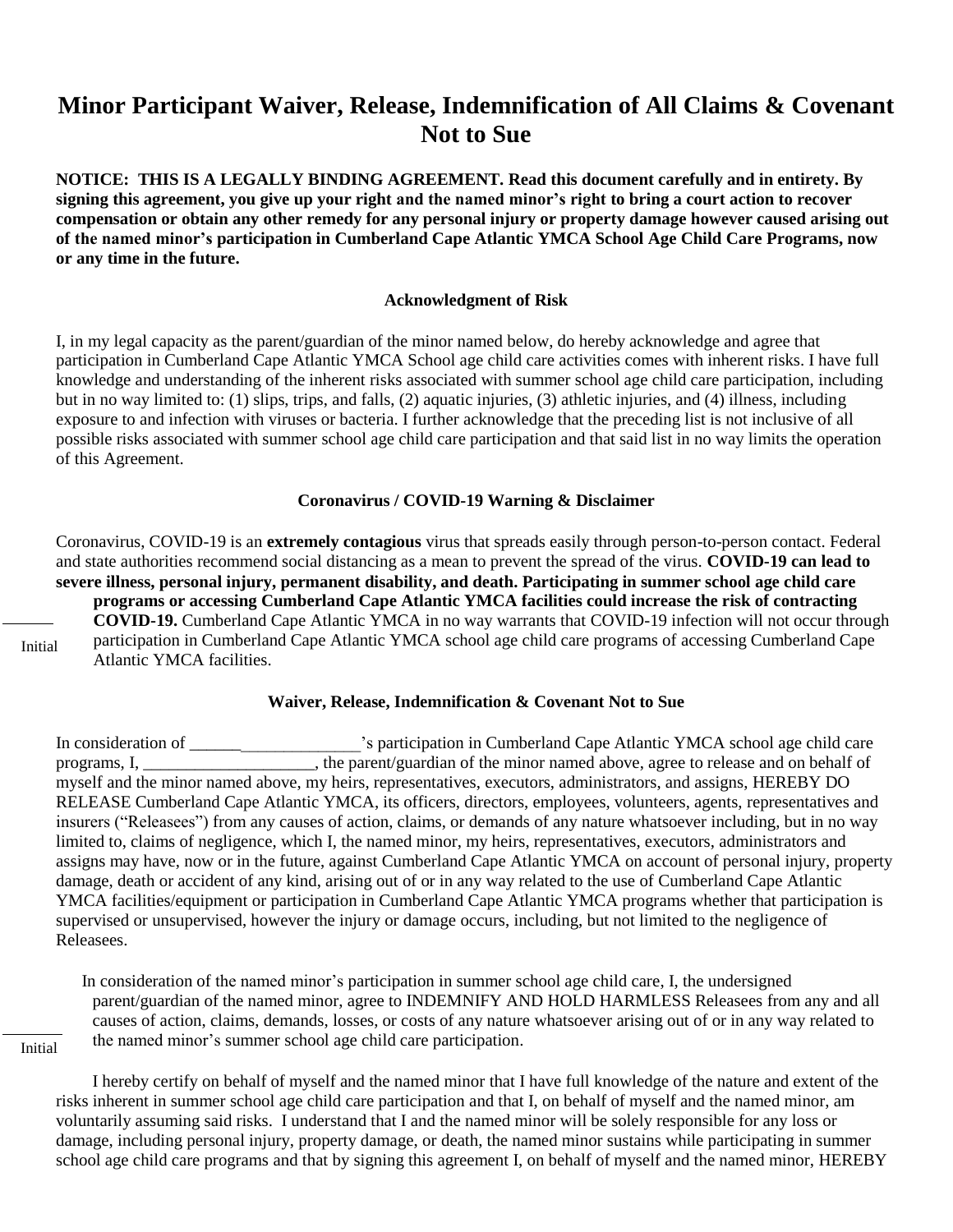# Minor Participant Waiver, Release, Indemnification of All Claims & Covenant Not to Sue

**NOTICE: THIS IS A LEGALLY BINDING AGREEMENT. Read this document carefully and in entirety. By signing this agreement, you give up your right and the named minor's right to bring a court action to recover compensation or obtain any other remedy for any personal injury or property damage however caused arising out of the named minor's participation in Cumberland Cape Atlantic YMCA School Age Child Care Programs, now or any time in the future.**

### Acknowledgment of Risk

I, in my legal capacity as the parent/guardian of the minor named below, do hereby acknowledge and agree that participation in Cumberland Cape Atlantic YMCA School age child care activities comes with inherent risks. I have full knowledge and understanding of the inherent risks associated with summer school age child care participation, including but in no way limited to: (1) slips, trips, and falls, (2) aquatic injuries, (3) athletic injuries, and (4) illness, including exposure to and infection with viruses or bacteria. I further acknowledge that the preceding list is not inclusive of all possible risks associated with summer school age child care participation and that said list in no way limits the operation of this Agreement.

### Coronavirus / COVID-19 Warning & Disclaimer

Coronavirus, COVID-19 is an **extremely contagious** virus that spreads easily through person-to-person contact. Federal and state authorities recommend social distancing as a mean to prevent the spread of the virus. **COVID-19 can lead to severe illness, personal injury, permanent disability, and death. Participating in summer school age child care programs or accessing Cumberland Cape Atlantic YMCA facilities could increase the risk of contracting COVID-19.** Cumberland Cape Atlantic YMCA in no way warrants that COVID-19 infection will not occur through participation in Cumberland Cape Atlantic YMCA school age child care programs of accessing Cumberland Cape Atlantic YMCA facilities.

______ Initial

### Waiver, Release, Indemnification & Covenant Not to Sue

In consideration of ______________________'s participation in Cumberland Cape Atlantic YMCA school age child care programs, I, ____________________, the parent/guardian of the minor named above, agree to release and on behalf of myself and the minor named above, my heirs, representatives, executors, administrators, and assigns, HEREBY DO RELEASE Cumberland Cape Atlantic YMCA, its officers, directors, employees, volunteers, agents, representatives and insurers ("Releasees") from any causes of action, claims, or demands of any nature whatsoever including, but in no way limited to, claims of negligence, which I, the named minor, my heirs, representatives, executors, administrators and assigns may have, now or in the future, against Cumberland Cape Atlantic YMCA on account of personal injury, property damage, death or accident of any kind, arising out of or in any way related to the use of Cumberland Cape Atlantic YMCA facilities/equipment or participation in Cumberland Cape Atlantic YMCA programs whether that participation is supervised or unsupervised, however the injury or damage occurs, including, but not limited to the negligence of Releasees.

In consideration of the named minor's participation in summer school age child care, I, the undersigned parent/guardian of the named minor, agree to INDEMNIFY AND HOLD HARMLESS Releasees from any and all causes of action, claims, demands, losses, or costs of any nature whatsoever arising out of or in any way related to the named minor's summer school age child care participation.

______ Initial

I hereby certify on behalf of myself and the named minor that I have full knowledge of the nature and extent of the risks inherent in summer school age child care participation and that I, on behalf of myself and the named minor, am voluntarily assuming said risks. I understand that I and the named minor will be solely responsible for any loss or damage, including personal injury, property damage, or death, the named minor sustains while participating in summer school age child care programs and that by signing this agreement I, on behalf of myself and the named minor, HEREBY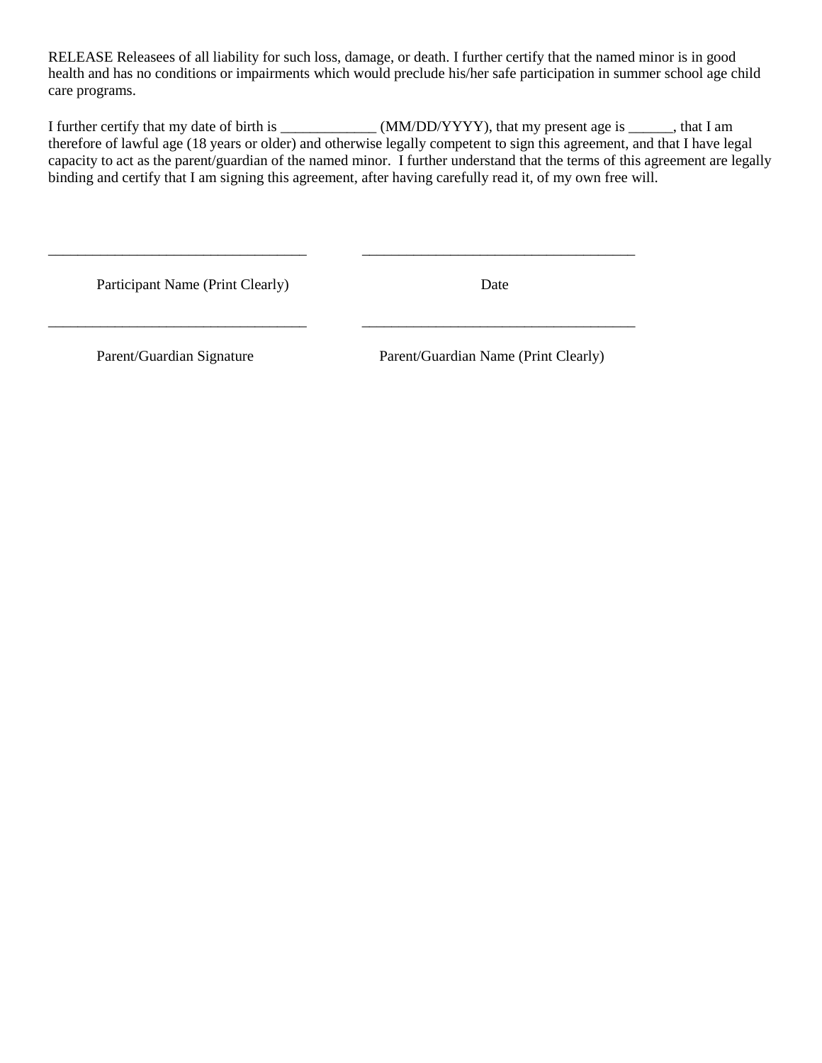RELEASE Releasees of all liability for such loss, damage, or death. I further certify that the named minor is in good health and has no conditions or impairments which would preclude his/her safe participation in summer school age child care programs.

I further certify that my date of birth is _____________ (MM/DD/YYYY), that my present age is ______, that I am therefore of lawful age (18 years or older) and otherwise legally competent to sign this agreement, and that I have legal capacity to act as the parent/guardian of the named minor. I further understand that the terms of this agreement are legally binding and certify that I am signing this agreement, after having carefully read it, of my own free will.

| ___________________________________ | ____________________________________ |
|---|---|
| Participant Name (Print Clearly) | Date |
| ___________________________________ | ____________________________________ |
| Parent/Guardian Signature | Parent/Guardian Name (Print Clearly) |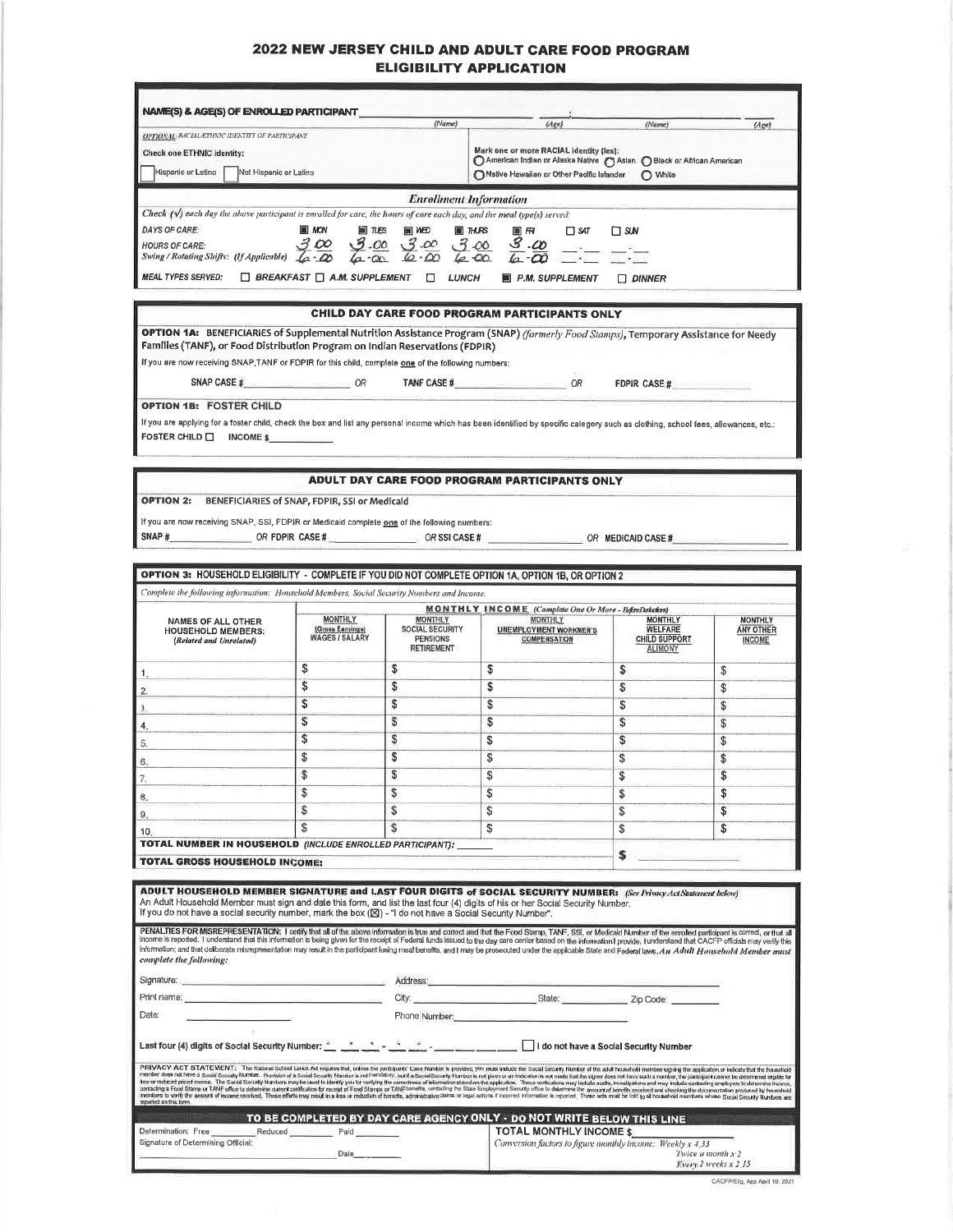# 2022 NEW JERSEY CHILD AND ADULT CARE FOOD PROGRAM ELIGIBILITY APPLICATION

**NAME(S) & AGE(S) OF ENROLLED PARTICIPANT** ____________ (Name) ____ (Age) ; ____________ (Name) ____ (Age)

*OPTIONAL- RACIAL/ETHNIC IDENTITY OF PARTICIPANT*

**Check one ETHNIC identity:**
☐ Hispanic or Latino ☐ Not Hispanic or Latino

**Mark one or more RACIAL identity (ies):**
○ American Indian or Alaska Native ○ Asian ○ Black or African American
○ Native Hawaiian or Other Pacific Islander ○ White

## Enrollment Information

*Check (√) each day the above participant is enrolled for care, the hours of care each day, and the meal type(s) served:*

| DAYS OF CARE: | ■ MON | ■ TUES | ■ WED | ■ THURS | ■ FRI | ☐ SAT | ☐ SUN |
|---|---|---|---|---|---|---|---|
| HOURS OF CARE: Swing / Rotating Shifts: (If Applicable) | 3:00 6:00 | 3:00 6:00 | 3:00 6:00 | 3:00 6:00 | 3:00 6:00 | __:__ | __:__ |

**MEAL TYPES SERVED:** ☐ BREAKFAST ☐ A.M. SUPPLEMENT ☐ LUNCH ■ P.M. SUPPLEMENT ☐ DINNER

## CHILD DAY CARE FOOD PROGRAM PARTICIPANTS ONLY

**OPTION 1A: BENEFICIARIES of Supplemental Nutrition Assistance Program (SNAP)** *(formerly Food Stamps)*, **Temporary Assistance for Needy Families (TANF), or Food Distribution Program on Indian Reservations (FDPIR)**

If you are now receiving SNAP,TANF or FDPIR for this child, complete one of the following numbers:

SNAP CASE # ____________ OR TANF CASE # ____________ OR FDPIR CASE # ____________

**OPTION 1B: FOSTER CHILD**

If you are applying for a foster child, check the box and list any personal income which has been identified by specific category such as clothing, school fees, allowances, etc.:

FOSTER CHILD ☐ INCOME $ ____________

## ADULT DAY CARE FOOD PROGRAM PARTICIPANTS ONLY

**OPTION 2: BENEFICIARIES of SNAP, FDPIR, SSI or Medicaid**

If you are now receiving SNAP, SSI, FDPIR or Medicaid complete one of the following numbers:

SNAP # ____________ OR FDPIR CASE # ____________ OR SSI CASE # ____________ OR MEDICAID CASE # ____________

## OPTION 3: HOUSEHOLD ELIGIBILITY - COMPLETE IF YOU DID NOT COMPLETE OPTION 1A, OPTION 1B, OR OPTION 2

*Complete the following information: Household Members, Social Security Numbers and Income.*

| NAMES OF ALL OTHER HOUSEHOLD MEMBERS: (Related and Unrelated) | MONTHLY INCOME (Complete One Or More - Before Deductions) | | | | |
|---|---|---|---|---|---|
| | MONTHLY (Gross Earnings) WAGES / SALARY | MONTHLY SOCIAL SECURITY PENSIONS RETIREMENT | MONTHLY UNEMPLOYMENT WORKMEN'S COMPENSATION | MONTHLY WELFARE CHILD SUPPORT ALIMONY | MONTHLY ANY OTHER INCOME |
| 1. | $ | $ | $ | $ | $ |
| 2. | $ | $ | $ | $ | $ |
| 3. | $ | $ | $ | $ | $ |
| 4. | $ | $ | $ | $ | $ |
| 5. | $ | $ | $ | $ | $ |
| 6. | $ | $ | $ | $ | $ |
| 7. | $ | $ | $ | $ | $ |
| 8. | $ | $ | $ | $ | $ |
| 9. | $ | $ | $ | $ | $ |
| 10. | $ | $ | $ | $ | $ |

**TOTAL NUMBER IN HOUSEHOLD** *(INCLUDE ENROLLED PARTICIPANT)*: ______

**TOTAL GROSS HOUSEHOLD INCOME:** $ ____________

## ADULT HOUSEHOLD MEMBER SIGNATURE and LAST FOUR DIGITS of SOCIAL SECURITY NUMBER: *(See Privacy Act Statement below)*

An Adult Household Member must sign and date this form, and list the last four (4) digits of his or her Social Security Number.
If you do not have a social security number, mark the box (☒) - "I do not have a Social Security Number".

**PENALTIES FOR MISREPRESENTATION:** I certify that all of the above information is true and correct and that the Food Stamp, TANF, SSI, or Medicaid Number of the enrolled participant is correct, or that all income is reported. I understand that this information is being given for the receipt of Federal funds issued to the day care center based on the information I provide. I understand that CACFP officials may verify this information; and that deliberate misrepresentation may result in the participant losing meal benefits, and I may be prosecuted under the applicable State and Federal laws. ***An Adult Household Member must complete the following:***

Signature: ____________ Address: ____________

Print name: ____________ City: ____________ State: ________ Zip Code: ________

Date: ____________ Phone Number: ____________

Last four (4) digits of Social Security Number: * * * - * * - ____ ☐ I do not have a Social Security Number

**PRIVACY ACT STATEMENT:** The National School Lunch Act requires that, unless the participants' Case Number is provided, you must include the Social Security Number of the adult household member signing the application or indicate that the household member does not have a Social Security Number. Provision of a Social Security Number is not mandatory, but if a Social Security Number is not given or an indication is not made that the signer does not have such a number, the participant cannot be determined eligible for free or reduced priced meals. The Social Security Numbers may be used to identify you for verifying the correctness of information stated on the application. These verifications may include audits, investigations and may include contacting employers to determine income, contacting a Food Stamp or TANF office to determine current certification for receipt of Food Stamps or TANF benefits, contacting the State Employment Security office to determine the amount of benefits received and checking the documentation produced by household members to verify the amount of income received. These efforts may result in a loss or reduction of benefits, administrative claims or legal actions if incorrect information is reported. These acts must be told to all household members whose Social Security Numbers are reported on this form.

## TO BE COMPLETED BY DAY CARE AGENCY ONLY - DO NOT WRITE BELOW THIS LINE

Determination: Free ______ Reduced ______ Paid ______

Signature of Determining Official: ____________ Date ______

**TOTAL MONTHLY INCOME $** ____________

*Conversion factors to figure monthly income: Weekly x 4.33*
*Twice a month x 2*
*Every 2 weeks x 2.15*

CACFP/Elig. App April 19, 2021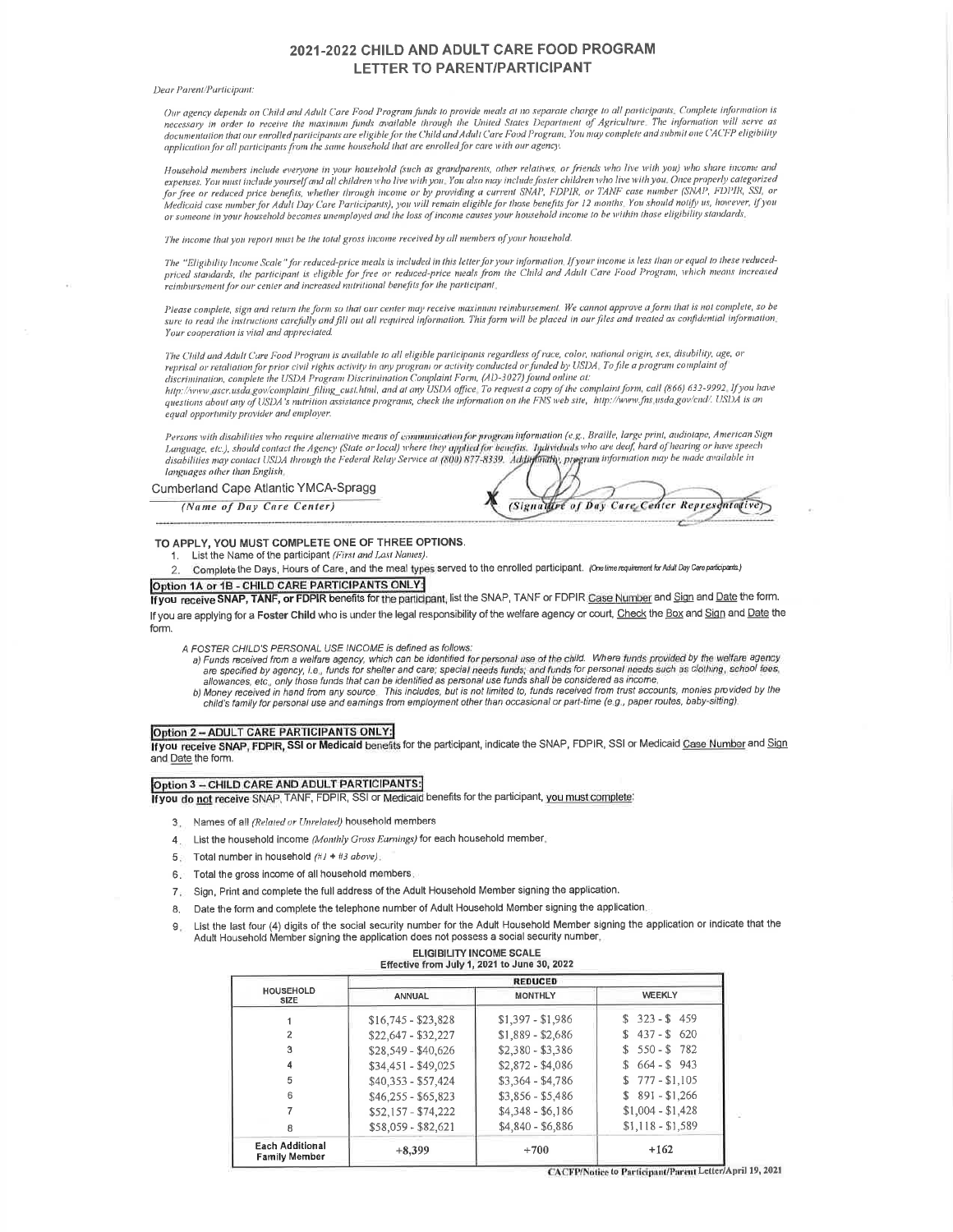# 2021-2022 CHILD AND ADULT CARE FOOD PROGRAM LETTER TO PARENT/PARTICIPANT

*Dear Parent/Participant:*

*Our agency depends on Child and Adult Care Food Program funds to provide meals at no separate charge to all participants. Complete information is necessary in order to receive the maximum funds available through the United States Department of Agriculture. The information will serve as documentation that our enrolled participants are eligible for the Child and Adult Care Food Program. You may complete and submit one CACFP eligibility application for all participants from the same household that are enrolled for care with our agency.*

*Household members include everyone in your household (such as grandparents, other relatives, or friends who live with you) who share income and expenses. You must include yourself and all children who live with you. You also may include foster children who live with you. Once properly categorized for free or reduced price benefits, whether through income or by providing a current SNAP, FDPIR, or TANF case number (SNAP, FDPIR, SSI, or Medicaid case number for Adult Day Care Participants), you will remain eligible for those benefits for 12 months. You should notify us, however, if you or someone in your household becomes unemployed and the loss of income causes your household income to be within those eligibility standards.*

*The income that you report must be the total gross income received by all members of your household.*

*The "Eligibility Income Scale" for reduced-price meals is included in this letter for your information. If your income is less than or equal to these reduced-priced standards, the participant is eligible for free or reduced-price meals from the Child and Adult Care Food Program, which means increased reimbursement for our center and increased nutritional benefits for the participant.*

*Please complete, sign and return the form so that our center may receive maximum reimbursement. We cannot approve a form that is not complete, so be sure to read the instructions carefully and fill out all required information. This form will be placed in our files and treated as confidential information. Your cooperation is vital and appreciated.*

*The Child and Adult Care Food Program is available to all eligible participants regardless of race, color, national origin, sex, disability, age, or reprisal or retaliation for prior civil rights activity in any program or activity conducted or funded by USDA. To file a program complaint of discrimination, complete the USDA Program Discrimination Complaint Form, (AD-3027) found online at: http://www.ascr.usda.gov/complaint_filing_cust.html, and at any USDA office. To request a copy of the complaint form, call (866) 632-9992. If you have questions about any of USDA's nutrition assistance programs, check the information on the FNS web site, http://www.fns.usda.gov/cnd/. USDA is an equal opportunity provider and employer.*

*Persons with disabilities who require alternative means of communication for program information (e.g., Braille, large print, audiotape, American Sign Language, etc.), should contact the Agency (State or local) where they applied for benefits. Individuals who are deaf, hard of hearing or have speech disabilities may contact USDA through the Federal Relay Service at (800) 877-8339. Additionally, program information may be made available in languages other than English.*

Cumberland Cape Atlantic YMCA-Spragg

*(Name of Day Care Center)* *(Signature of Day Care Center Representative)*

**TO APPLY, YOU MUST COMPLETE ONE OF THREE OPTIONS.**

1. List the Name of the participant *(First and Last Names)*.
2. Complete the Days, Hours of Care, and the meal types served to the enrolled participant. *(One time requirement for Adult Day Care participants.)*

**Option 1A or 1B - CHILD CARE PARTICIPANTS ONLY:**

**If you receive SNAP, TANF, or FDPIR** benefits for the participant, list the SNAP, TANF or FDPIR Case Number and Sign and Date the form.

If you are applying for a **Foster Child** who is under the legal responsibility of the welfare agency or court, Check the Box and Sign and Date the form.

*A FOSTER CHILD'S PERSONAL USE INCOME is defined as follows:*

*a) Funds received from a welfare agency, which can be identified for personal use of the child. Where funds provided by the welfare agency are specified by agency, i.e., funds for shelter and care; special needs funds; and funds for personal needs such as clothing, school fees, allowances, etc., only those funds that can be identified as personal use funds shall be considered as income.*

*b) Money received in hand from any source. This includes, but is not limited to, funds received from trust accounts, monies provided by the child's family for personal use and earnings from employment other than occasional or part-time (e.g., paper routes, baby-sitting).*

**Option 2 – ADULT CARE PARTICIPANTS ONLY:**

**If you receive SNAP, FDPIR, SSI or Medicaid** benefits for the participant, indicate the SNAP, FDPIR, SSI or Medicaid Case Number and Sign and Date the form.

**Option 3 – CHILD CARE AND ADULT PARTICIPANTS:**

**If you do not receive** SNAP, TANF, FDPIR, SSI or Medicaid benefits for the participant, you must complete:

3. Names of all *(Related or Unrelated)* household members
4. List the household income *(Monthly Gross Earnings)* for each household member.
5. Total number in household *(#1 + #3 above)*.
6. Total the gross income of all household members.
7. Sign, Print and complete the full address of the Adult Household Member signing the application.
8. Date the form and complete the telephone number of Adult Household Member signing the application.
9. List the last four (4) digits of the social security number for the Adult Household Member signing the application or indicate that the Adult Household Member signing the application does not possess a social security number.

**ELIGIBILITY INCOME SCALE**
**Effective from July 1, 2021 to June 30, 2022**

| HOUSEHOLD SIZE | REDUCED | | |
|---|---|---|---|
| | ANNUAL | MONTHLY | WEEKLY |
| 1 | $16,745 - $23,828 | $1,397 - $1,986 | $ 323 - $ 459 |
| 2 | $22,647 - $32,227 | $1,889 - $2,686 | $ 437 - $ 620 |
| 3 | $28,549 - $40,626 | $2,380 - $3,386 | $ 550 - $ 782 |
| 4 | $34,451 - $49,025 | $2,872 - $4,086 | $ 664 - $ 943 |
| 5 | $40,353 - $57,424 | $3,364 - $4,786 | $ 777 - $1,105 |
| 6 | $46,255 - $65,823 | $3,856 - $5,486 | $ 891 - $1,266 |
| 7 | $52,157 - $74,222 | $4,348 - $6,186 | $1,004 - $1,428 |
| 8 | $58,059 - $82,621 | $4,840 - $6,886 | $1,118 - $1,589 |
| Each Additional Family Member | +8,399 | +700 | +162 |

CACFP/Notice to Participant/Parent Letter/April 19, 2021